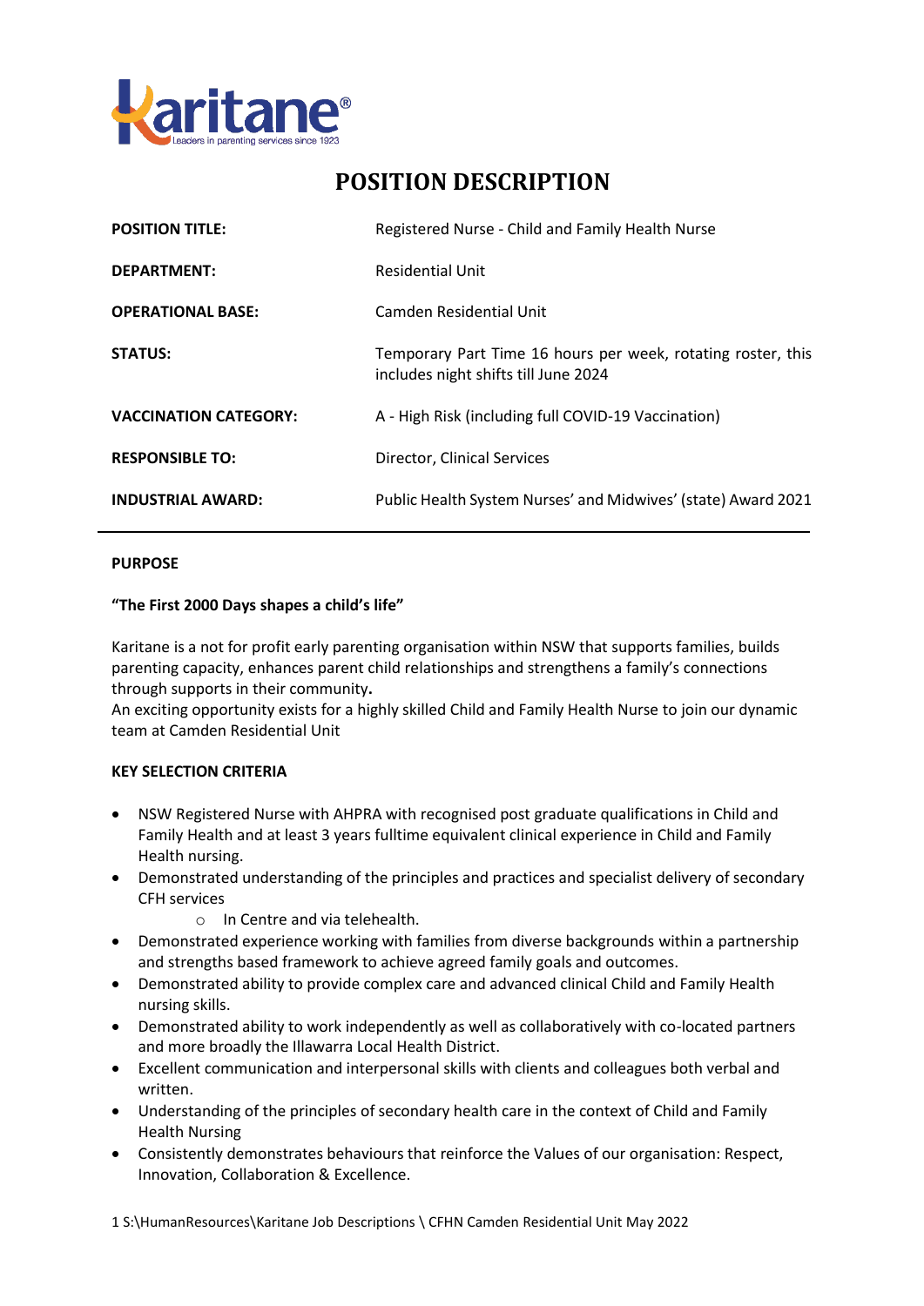# POSITION DESCRIPTION

| | |
|---|---|
| **POSITION TITLE:** | Registered Nurse - Child and Family Health Nurse |
| **DEPARTMENT:** | Residential Unit |
| **OPERATIONAL BASE:** | Camden Residential Unit |
| **STATUS:** | Temporary Part Time 16 hours per week, rotating roster, this includes night shifts till June 2024 |
| **VACCINATION CATEGORY:** | A - High Risk (including full COVID-19 Vaccination) |
| **RESPONSIBLE TO:** | Director, Clinical Services |
| **INDUSTRIAL AWARD:** | Public Health System Nurses' and Midwives' (state) Award 2021 |

---

## PURPOSE

**"The First 2000 Days shapes a child's life"**

Karitane is a not for profit early parenting organisation within NSW that supports families, builds parenting capacity, enhances parent child relationships and strengthens a family's connections through supports in their community**.**
An exciting opportunity exists for a highly skilled Child and Family Health Nurse to join our dynamic team at Camden Residential Unit

## KEY SELECTION CRITERIA

- NSW Registered Nurse with AHPRA with recognised post graduate qualifications in Child and Family Health and at least 3 years fulltime equivalent clinical experience in Child and Family Health nursing.
- Demonstrated understanding of the principles and practices and specialist delivery of secondary CFH services
  - In Centre and via telehealth.
- Demonstrated experience working with families from diverse backgrounds within a partnership and strengths based framework to achieve agreed family goals and outcomes.
- Demonstrated ability to provide complex care and advanced clinical Child and Family Health nursing skills.
- Demonstrated ability to work independently as well as collaboratively with co-located partners and more broadly the Illawarra Local Health District.
- Excellent communication and interpersonal skills with clients and colleagues both verbal and written.
- Understanding of the principles of secondary health care in the context of Child and Family Health Nursing
- Consistently demonstrates behaviours that reinforce the Values of our organisation: Respect, Innovation, Collaboration & Excellence.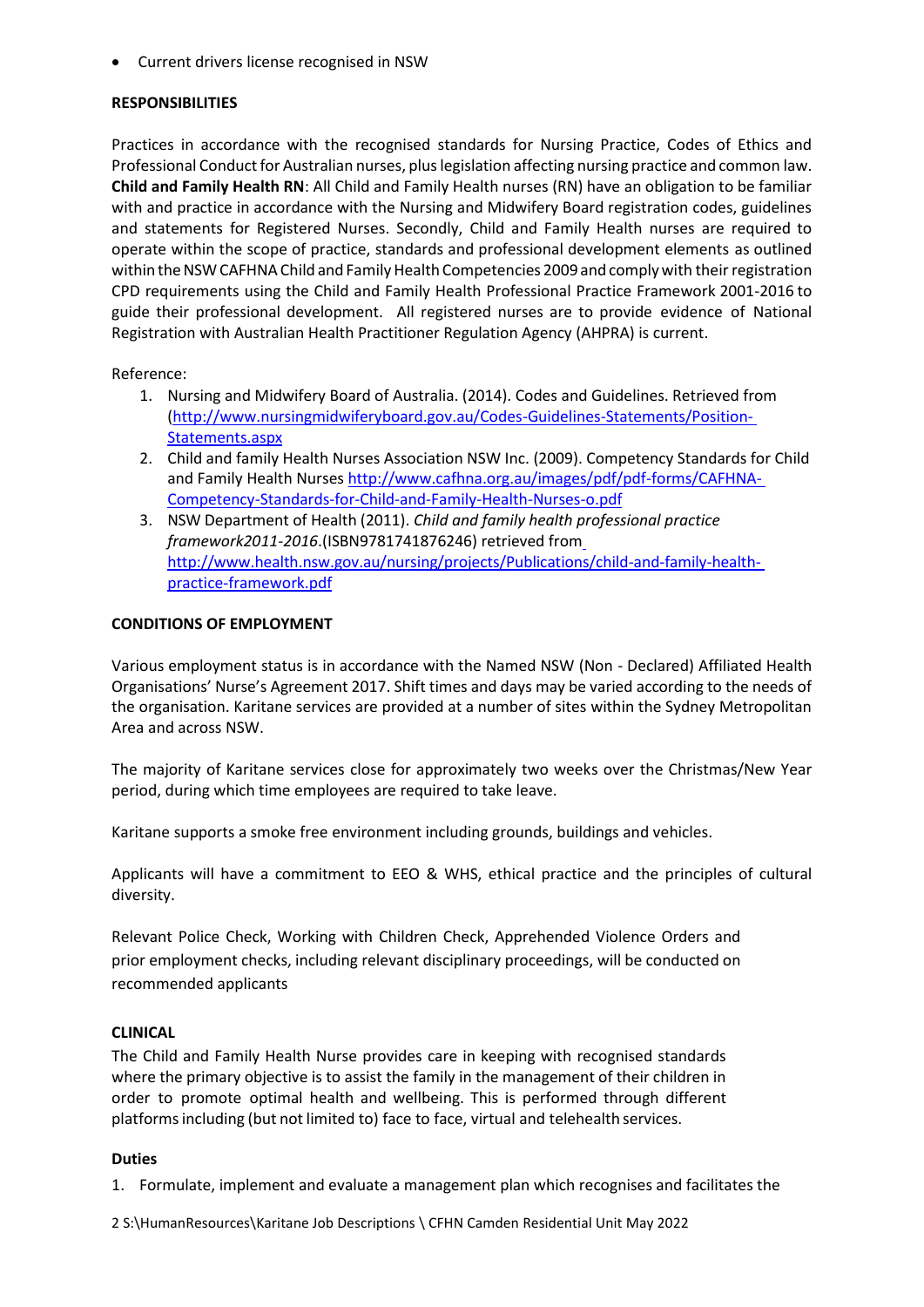- Current drivers license recognised in NSW

**RESPONSIBILITIES**

Practices in accordance with the recognised standards for Nursing Practice, Codes of Ethics and Professional Conduct for Australian nurses, plus legislation affecting nursing practice and common law. **Child and Family Health RN**: All Child and Family Health nurses (RN) have an obligation to be familiar with and practice in accordance with the Nursing and Midwifery Board registration codes, guidelines and statements for Registered Nurses. Secondly, Child and Family Health nurses are required to operate within the scope of practice, standards and professional development elements as outlined within the NSW CAFHNA Child and Family Health Competencies 2009 and comply with their registration CPD requirements using the Child and Family Health Professional Practice Framework 2001-2016 to guide their professional development. All registered nurses are to provide evidence of National Registration with Australian Health Practitioner Regulation Agency (AHPRA) is current.

Reference:

1. Nursing and Midwifery Board of Australia. (2014). Codes and Guidelines. Retrieved from (http://www.nursingmidwiferyboard.gov.au/Codes-Guidelines-Statements/Position-Statements.aspx
2. Child and family Health Nurses Association NSW Inc. (2009). Competency Standards for Child and Family Health Nurses http://www.cafhna.org.au/images/pdf/pdf-forms/CAFHNA-Competency-Standards-for-Child-and-Family-Health-Nurses-o.pdf
3. NSW Department of Health (2011). *Child and family health professional practice framework2011-2016*.(ISBN9781741876246) retrieved from http://www.health.nsw.gov.au/nursing/projects/Publications/child-and-family-health-practice-framework.pdf

**CONDITIONS OF EMPLOYMENT**

Various employment status is in accordance with the Named NSW (Non - Declared) Affiliated Health Organisations' Nurse's Agreement 2017. Shift times and days may be varied according to the needs of the organisation. Karitane services are provided at a number of sites within the Sydney Metropolitan Area and across NSW.

The majority of Karitane services close for approximately two weeks over the Christmas/New Year period, during which time employees are required to take leave.

Karitane supports a smoke free environment including grounds, buildings and vehicles.

Applicants will have a commitment to EEO & WHS, ethical practice and the principles of cultural diversity.

Relevant Police Check, Working with Children Check, Apprehended Violence Orders and prior employment checks, including relevant disciplinary proceedings, will be conducted on recommended applicants

**CLINICAL**

The Child and Family Health Nurse provides care in keeping with recognised standards where the primary objective is to assist the family in the management of their children in order to promote optimal health and wellbeing. This is performed through different platforms including (but not limited to) face to face, virtual and telehealth services.

**Duties**

1. Formulate, implement and evaluate a management plan which recognises and facilitates the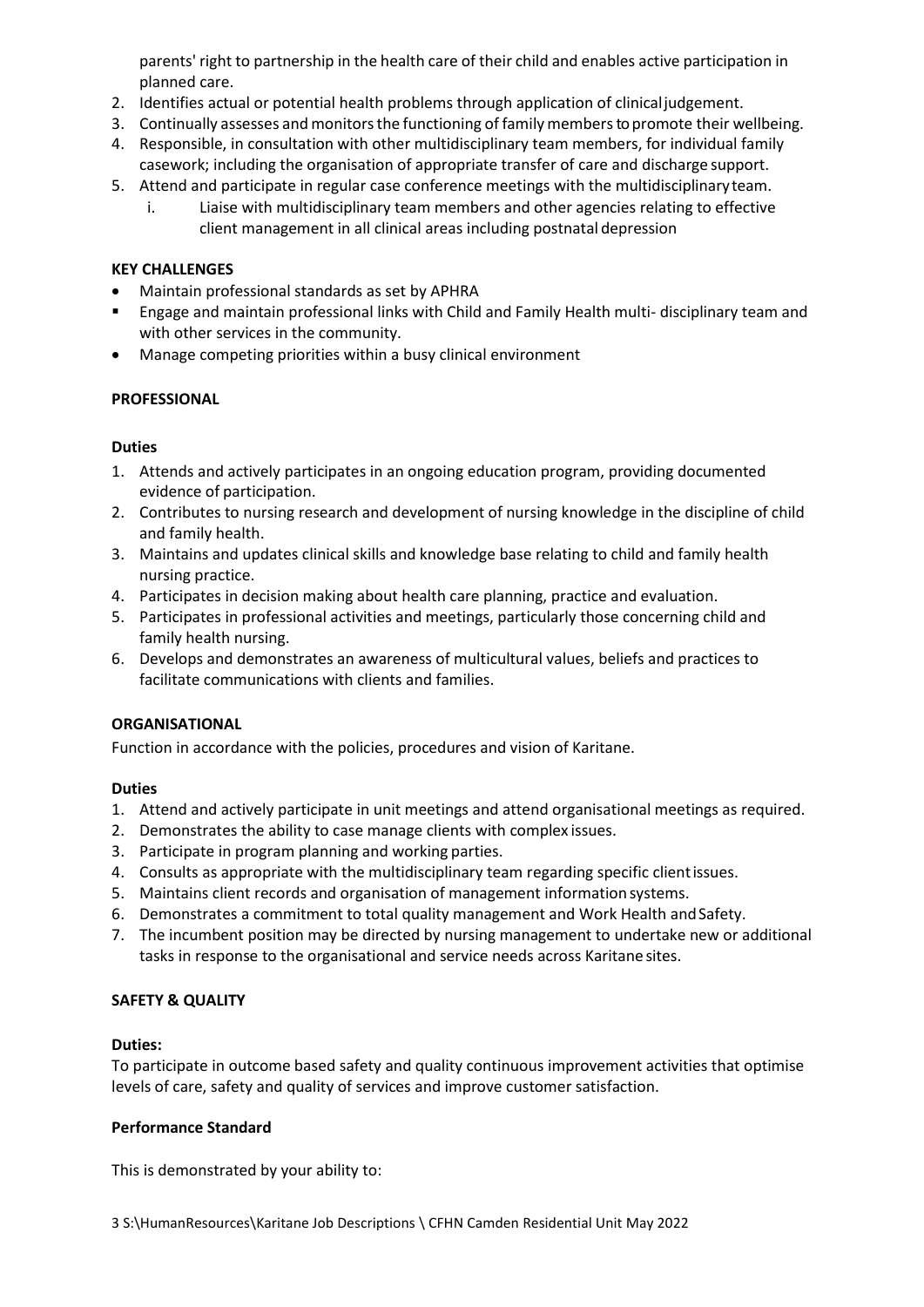parents' right to partnership in the health care of their child and enables active participation in planned care.

2. Identifies actual or potential health problems through application of clinical judgement.
3. Continually assesses and monitors the functioning of family members to promote their wellbeing.
4. Responsible, in consultation with other multidisciplinary team members, for individual family casework; including the organisation of appropriate transfer of care and discharge support.
5. Attend and participate in regular case conference meetings with the multidisciplinary team.
   i. Liaise with multidisciplinary team members and other agencies relating to effective client management in all clinical areas including postnatal depression

**KEY CHALLENGES**

- Maintain professional standards as set by APHRA
- Engage and maintain professional links with Child and Family Health multi- disciplinary team and with other services in the community.
- Manage competing priorities within a busy clinical environment

**PROFESSIONAL**

**Duties**

1. Attends and actively participates in an ongoing education program, providing documented evidence of participation.
2. Contributes to nursing research and development of nursing knowledge in the discipline of child and family health.
3. Maintains and updates clinical skills and knowledge base relating to child and family health nursing practice.
4. Participates in decision making about health care planning, practice and evaluation.
5. Participates in professional activities and meetings, particularly those concerning child and family health nursing.
6. Develops and demonstrates an awareness of multicultural values, beliefs and practices to facilitate communications with clients and families.

**ORGANISATIONAL**

Function in accordance with the policies, procedures and vision of Karitane.

**Duties**

1. Attend and actively participate in unit meetings and attend organisational meetings as required.
2. Demonstrates the ability to case manage clients with complex issues.
3. Participate in program planning and working parties.
4. Consults as appropriate with the multidisciplinary team regarding specific client issues.
5. Maintains client records and organisation of management information systems.
6. Demonstrates a commitment to total quality management and Work Health and Safety.
7. The incumbent position may be directed by nursing management to undertake new or additional tasks in response to the organisational and service needs across Karitane sites.

**SAFETY & QUALITY**

**Duties:**

To participate in outcome based safety and quality continuous improvement activities that optimise levels of care, safety and quality of services and improve customer satisfaction.

**Performance Standard**

This is demonstrated by your ability to: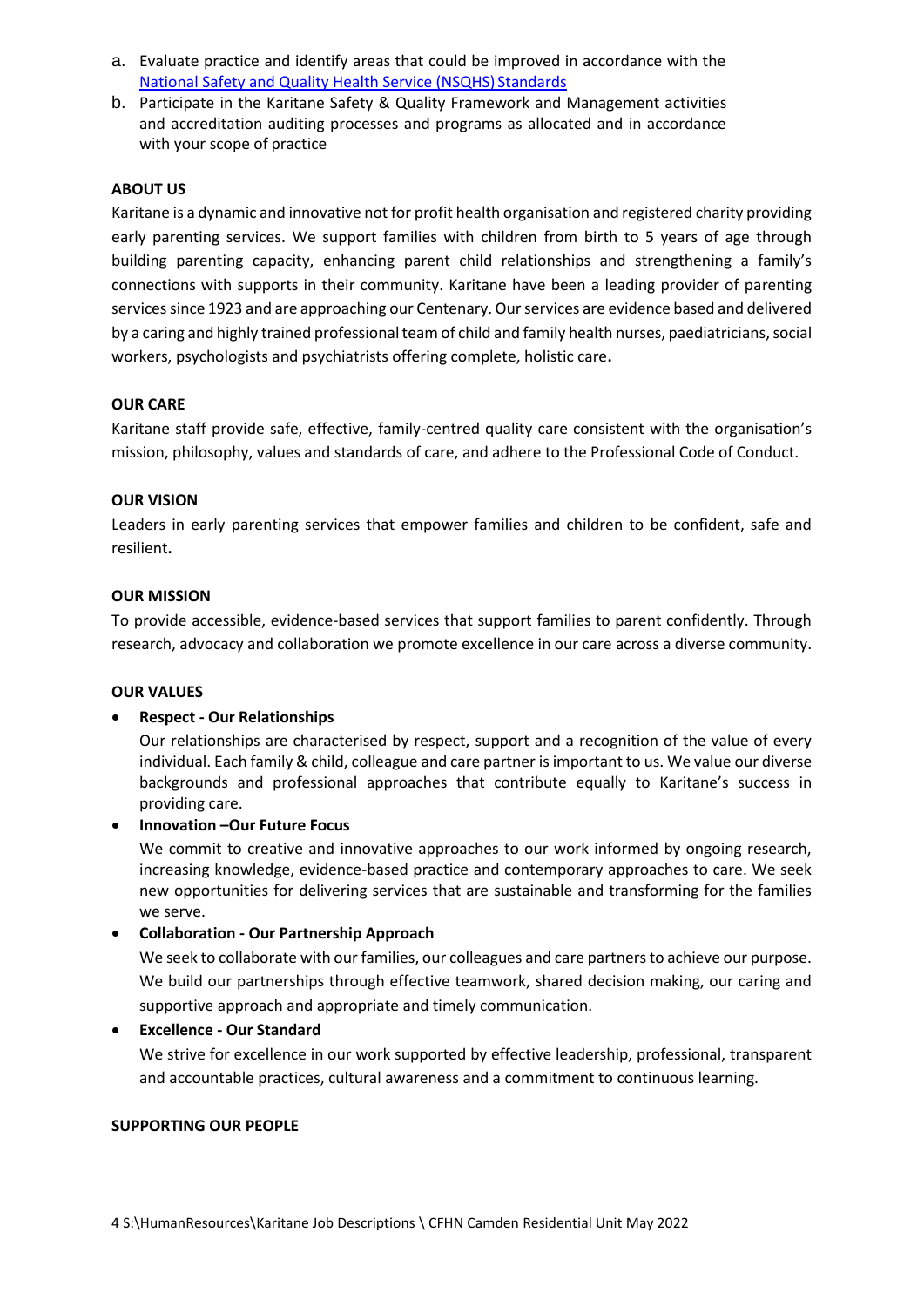a. Evaluate practice and identify areas that could be improved in accordance with the [National Safety and Quality Health Service (NSQHS) Standards]
b. Participate in the Karitane Safety & Quality Framework and Management activities and accreditation auditing processes and programs as allocated and in accordance with your scope of practice

**ABOUT US**

Karitane is a dynamic and innovative not for profit health organisation and registered charity providing early parenting services. We support families with children from birth to 5 years of age through building parenting capacity, enhancing parent child relationships and strengthening a family's connections with supports in their community. Karitane have been a leading provider of parenting services since 1923 and are approaching our Centenary. Our services are evidence based and delivered by a caring and highly trained professional team of child and family health nurses, paediatricians, social workers, psychologists and psychiatrists offering complete, holistic care**.**

**OUR CARE**

Karitane staff provide safe, effective, family-centred quality care consistent with the organisation's mission, philosophy, values and standards of care, and adhere to the Professional Code of Conduct.

**OUR VISION**

Leaders in early parenting services that empower families and children to be confident, safe and resilient**.**

**OUR MISSION**

To provide accessible, evidence-based services that support families to parent confidently. Through research, advocacy and collaboration we promote excellence in our care across a diverse community.

**OUR VALUES**

- **Respect - Our Relationships**

  Our relationships are characterised by respect, support and a recognition of the value of every individual. Each family & child, colleague and care partner is important to us. We value our diverse backgrounds and professional approaches that contribute equally to Karitane's success in providing care.

- **Innovation –Our Future Focus**

  We commit to creative and innovative approaches to our work informed by ongoing research, increasing knowledge, evidence-based practice and contemporary approaches to care. We seek new opportunities for delivering services that are sustainable and transforming for the families we serve.

- **Collaboration - Our Partnership Approach**

  We seek to collaborate with our families, our colleagues and care partners to achieve our purpose. We build our partnerships through effective teamwork, shared decision making, our caring and supportive approach and appropriate and timely communication.

- **Excellence - Our Standard**

  We strive for excellence in our work supported by effective leadership, professional, transparent and accountable practices, cultural awareness and a commitment to continuous learning.

**SUPPORTING OUR PEOPLE**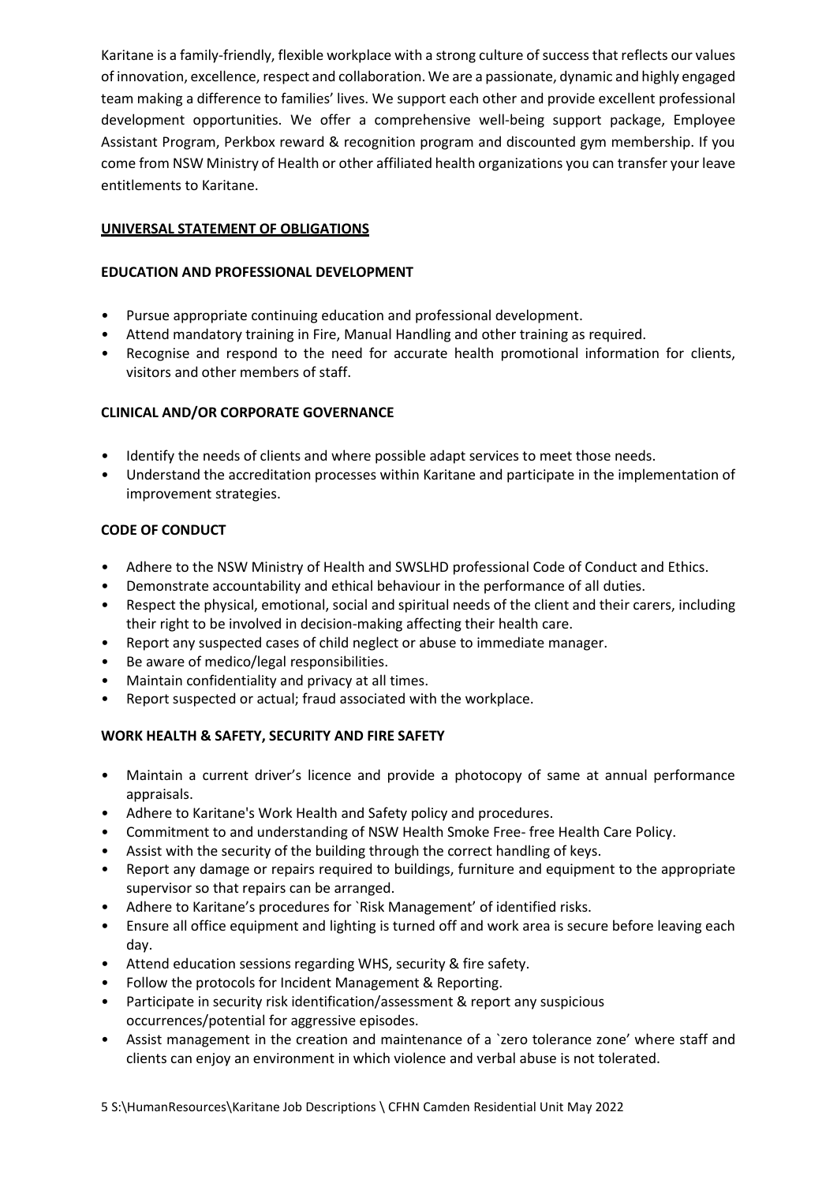Karitane is a family-friendly, flexible workplace with a strong culture of success that reflects our values of innovation, excellence, respect and collaboration. We are a passionate, dynamic and highly engaged team making a difference to families' lives. We support each other and provide excellent professional development opportunities. We offer a comprehensive well-being support package, Employee Assistant Program, Perkbox reward & recognition program and discounted gym membership. If you come from NSW Ministry of Health or other affiliated health organizations you can transfer your leave entitlements to Karitane.

## UNIVERSAL STATEMENT OF OBLIGATIONS

### EDUCATION AND PROFESSIONAL DEVELOPMENT

- Pursue appropriate continuing education and professional development.
- Attend mandatory training in Fire, Manual Handling and other training as required.
- Recognise and respond to the need for accurate health promotional information for clients, visitors and other members of staff.

### CLINICAL AND/OR CORPORATE GOVERNANCE

- Identify the needs of clients and where possible adapt services to meet those needs.
- Understand the accreditation processes within Karitane and participate in the implementation of improvement strategies.

### CODE OF CONDUCT

- Adhere to the NSW Ministry of Health and SWSLHD professional Code of Conduct and Ethics.
- Demonstrate accountability and ethical behaviour in the performance of all duties.
- Respect the physical, emotional, social and spiritual needs of the client and their carers, including their right to be involved in decision-making affecting their health care.
- Report any suspected cases of child neglect or abuse to immediate manager.
- Be aware of medico/legal responsibilities.
- Maintain confidentiality and privacy at all times.
- Report suspected or actual; fraud associated with the workplace.

### WORK HEALTH & SAFETY, SECURITY AND FIRE SAFETY

- Maintain a current driver's licence and provide a photocopy of same at annual performance appraisals.
- Adhere to Karitane's Work Health and Safety policy and procedures.
- Commitment to and understanding of NSW Health Smoke Free- free Health Care Policy.
- Assist with the security of the building through the correct handling of keys.
- Report any damage or repairs required to buildings, furniture and equipment to the appropriate supervisor so that repairs can be arranged.
- Adhere to Karitane's procedures for `Risk Management' of identified risks.
- Ensure all office equipment and lighting is turned off and work area is secure before leaving each day.
- Attend education sessions regarding WHS, security & fire safety.
- Follow the protocols for Incident Management & Reporting.
- Participate in security risk identification/assessment & report any suspicious occurrences/potential for aggressive episodes.
- Assist management in the creation and maintenance of a `zero tolerance zone' where staff and clients can enjoy an environment in which violence and verbal abuse is not tolerated.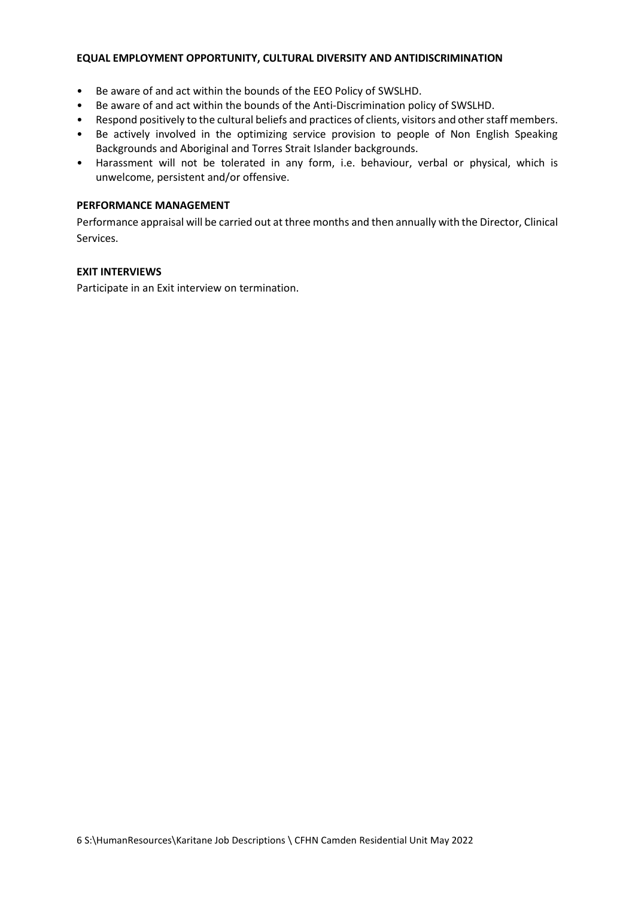**EQUAL EMPLOYMENT OPPORTUNITY, CULTURAL DIVERSITY AND ANTIDISCRIMINATION**

- Be aware of and act within the bounds of the EEO Policy of SWSLHD.
- Be aware of and act within the bounds of the Anti-Discrimination policy of SWSLHD.
- Respond positively to the cultural beliefs and practices of clients, visitors and other staff members.
- Be actively involved in the optimizing service provision to people of Non English Speaking Backgrounds and Aboriginal and Torres Strait Islander backgrounds.
- Harassment will not be tolerated in any form, i.e. behaviour, verbal or physical, which is unwelcome, persistent and/or offensive.

**PERFORMANCE MANAGEMENT**

Performance appraisal will be carried out at three months and then annually with the Director, Clinical Services.

**EXIT INTERVIEWS**

Participate in an Exit interview on termination.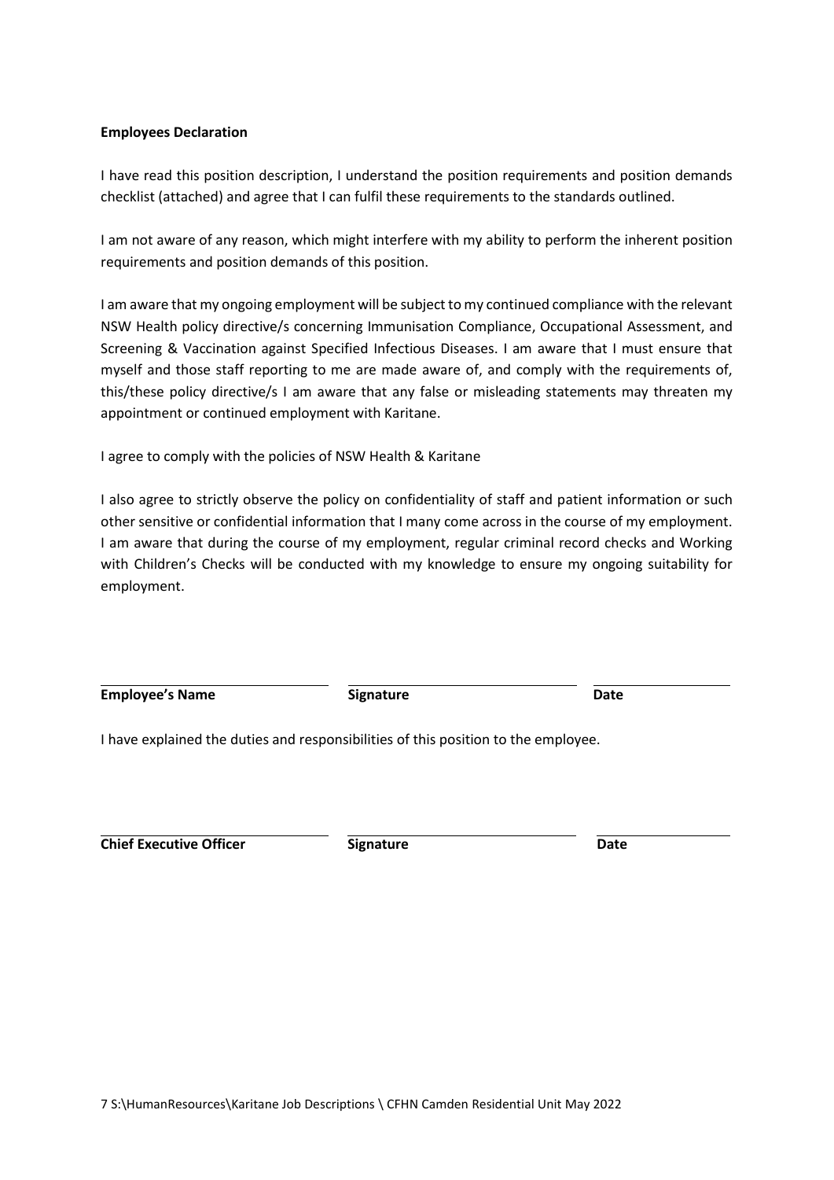**Employees Declaration**

I have read this position description, I understand the position requirements and position demands checklist (attached) and agree that I can fulfil these requirements to the standards outlined.

I am not aware of any reason, which might interfere with my ability to perform the inherent position requirements and position demands of this position.

I am aware that my ongoing employment will be subject to my continued compliance with the relevant NSW Health policy directive/s concerning Immunisation Compliance, Occupational Assessment, and Screening & Vaccination against Specified Infectious Diseases. I am aware that I must ensure that myself and those staff reporting to me are made aware of, and comply with the requirements of, this/these policy directive/s I am aware that any false or misleading statements may threaten my appointment or continued employment with Karitane.

I agree to comply with the policies of NSW Health & Karitane

I also agree to strictly observe the policy on confidentiality of staff and patient information or such other sensitive or confidential information that I many come across in the course of my employment. I am aware that during the course of my employment, regular criminal record checks and Working with Children's Checks will be conducted with my knowledge to ensure my ongoing suitability for employment.

| **Employee's Name** | **Signature** | **Date** |
|---|---|---|

I have explained the duties and responsibilities of this position to the employee.

| **Chief Executive Officer** | **Signature** | **Date** |
|---|---|---|

7 S:\HumanResources\Karitane Job Descriptions \ CFHN Camden Residential Unit May 2022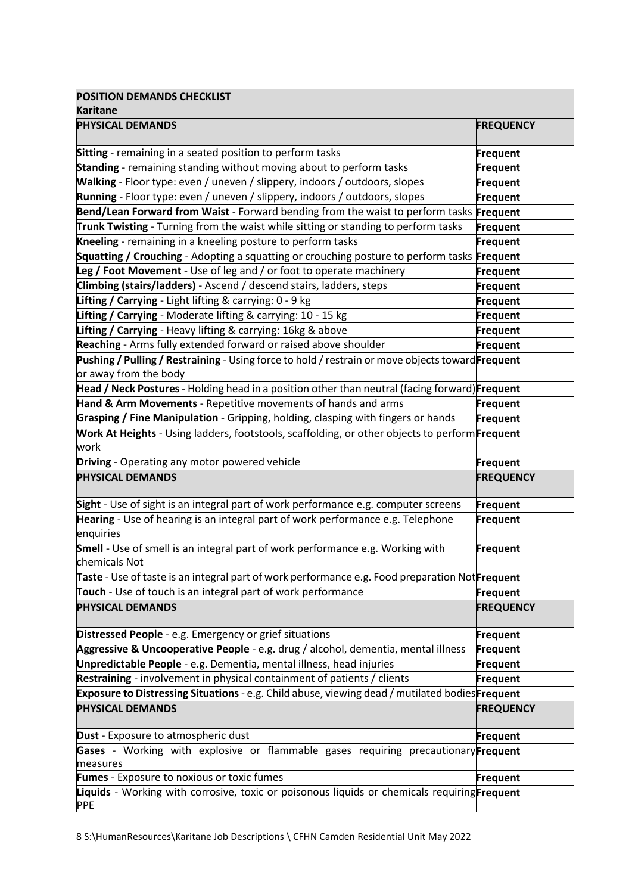**POSITION DEMANDS CHECKLIST**

**Karitane**

| **PHYSICAL DEMANDS** | **FREQUENCY** |
|---|---|
| **Sitting** - remaining in a seated position to perform tasks | **Frequent** |
| **Standing** - remaining standing without moving about to perform tasks | **Frequent** |
| **Walking** - Floor type: even / uneven / slippery, indoors / outdoors, slopes | **Frequent** |
| **Running** - Floor type: even / uneven / slippery, indoors / outdoors, slopes | **Frequent** |
| **Bend/Lean Forward from Waist** - Forward bending from the waist to perform tasks | **Frequent** |
| **Trunk Twisting** - Turning from the waist while sitting or standing to perform tasks | **Frequent** |
| **Kneeling** - remaining in a kneeling posture to perform tasks | **Frequent** |
| **Squatting / Crouching** - Adopting a squatting or crouching posture to perform tasks | **Frequent** |
| **Leg / Foot Movement** - Use of leg and / or foot to operate machinery | **Frequent** |
| **Climbing (stairs/ladders)** - Ascend / descend stairs, ladders, steps | **Frequent** |
| **Lifting / Carrying** - Light lifting & carrying: 0 - 9 kg | **Frequent** |
| **Lifting / Carrying** - Moderate lifting & carrying: 10 - 15 kg | **Frequent** |
| **Lifting / Carrying** - Heavy lifting & carrying: 16kg & above | **Frequent** |
| **Reaching** - Arms fully extended forward or raised above shoulder | **Frequent** |
| **Pushing / Pulling / Restraining** - Using force to hold / restrain or move objects toward or away from the body | **Frequent** |
| **Head / Neck Postures** - Holding head in a position other than neutral (facing forward) | **Frequent** |
| **Hand & Arm Movements** - Repetitive movements of hands and arms | **Frequent** |
| **Grasping / Fine Manipulation** - Gripping, holding, clasping with fingers or hands | **Frequent** |
| **Work At Heights** - Using ladders, footstools, scaffolding, or other objects to perform work | **Frequent** |
| **Driving** - Operating any motor powered vehicle | **Frequent** |
| **PHYSICAL DEMANDS** | **FREQUENCY** |
| **Sight** - Use of sight is an integral part of work performance e.g. computer screens | **Frequent** |
| **Hearing** - Use of hearing is an integral part of work performance e.g. Telephone enquiries | **Frequent** |
| **Smell** - Use of smell is an integral part of work performance e.g. Working with chemicals Not | **Frequent** |
| **Taste** - Use of taste is an integral part of work performance e.g. Food preparation Not | **Frequent** |
| **Touch** - Use of touch is an integral part of work performance | **Frequent** |
| **PHYSICAL DEMANDS** | **FREQUENCY** |
| **Distressed People** - e.g. Emergency or grief situations | **Frequent** |
| **Aggressive & Uncooperative People** - e.g. drug / alcohol, dementia, mental illness | **Frequent** |
| **Unpredictable People** - e.g. Dementia, mental illness, head injuries | **Frequent** |
| **Restraining** - involvement in physical containment of patients / clients | **Frequent** |
| **Exposure to Distressing Situations** - e.g. Child abuse, viewing dead / mutilated bodies | **Frequent** |
| **PHYSICAL DEMANDS** | **FREQUENCY** |
| **Dust** - Exposure to atmospheric dust | **Frequent** |
| **Gases** - Working with explosive or flammable gases requiring precautionary measures | **Frequent** |
| **Fumes** - Exposure to noxious or toxic fumes | **Frequent** |
| **Liquids** - Working with corrosive, toxic or poisonous liquids or chemicals requiring PPE | **Frequent** |

S:\HumanResources\Karitane Job Descriptions \ CFHN Camden Residential Unit May 2022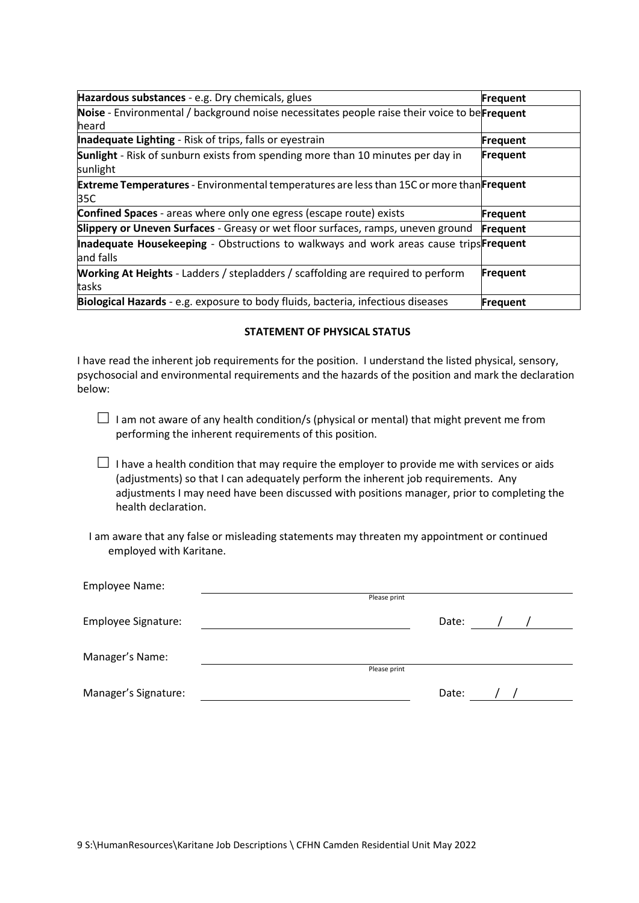| | |
|---|---|
| **Hazardous substances** - e.g. Dry chemicals, glues | **Frequent** |
| **Noise** - Environmental / background noise necessitates people raise their voice to be heard | **Frequent** |
| **Inadequate Lighting** - Risk of trips, falls or eyestrain | **Frequent** |
| **Sunlight** - Risk of sunburn exists from spending more than 10 minutes per day in sunlight | **Frequent** |
| **Extreme Temperatures** - Environmental temperatures are less than 15C or more than 35C | **Frequent** |
| **Confined Spaces** - areas where only one egress (escape route) exists | **Frequent** |
| **Slippery or Uneven Surfaces** - Greasy or wet floor surfaces, ramps, uneven ground | **Frequent** |
| **Inadequate Housekeeping** - Obstructions to walkways and work areas cause trips and falls | **Frequent** |
| **Working At Heights** - Ladders / stepladders / scaffolding are required to perform tasks | **Frequent** |
| **Biological Hazards** - e.g. exposure to body fluids, bacteria, infectious diseases | **Frequent** |

**STATEMENT OF PHYSICAL STATUS**

I have read the inherent job requirements for the position. I understand the listed physical, sensory, psychosocial and environmental requirements and the hazards of the position and mark the declaration below:

☐ I am not aware of any health condition/s (physical or mental) that might prevent me from performing the inherent requirements of this position.

☐ I have a health condition that may require the employer to provide me with services or aids (adjustments) so that I can adequately perform the inherent job requirements. Any adjustments I may need have been discussed with positions manager, prior to completing the health declaration.

I am aware that any false or misleading statements may threaten my appointment or continued employed with Karitane.

Employee Name: ______________________________
Please print

Employee Signature: ______________________ Date: \_\_\_/\_\_\_/\_\_\_

Manager's Name: ______________________________
Please print

Manager's Signature: ______________________ Date: \_\_\_/\_\_\_/\_\_\_

9 S:\HumanResources\Karitane Job Descriptions \ CFHN Camden Residential Unit May 2022